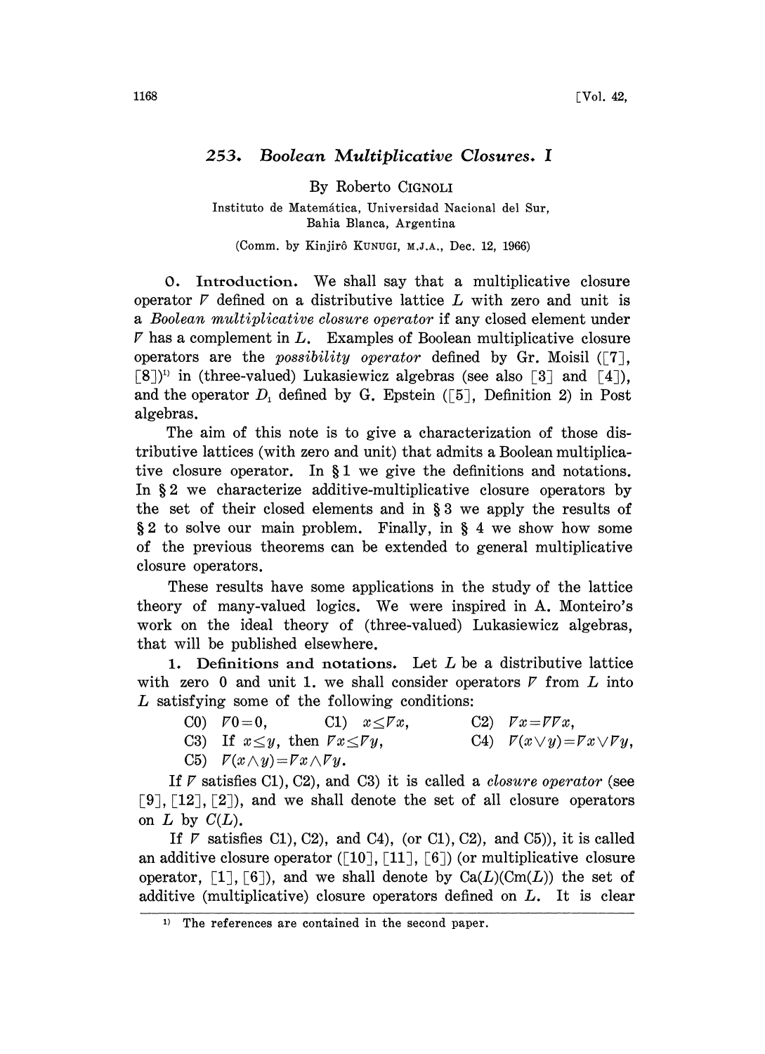## 253. *Boolean Multiplicative Closures.* I

By Roberto CIGNOLI

Instituto de Matemática, Universidad Nacional del Sur, Bahia Blanca, Argentina

(Comm. by Kinjirô KUNUGI, M.J.A., Dec. 12, 1966)

**0. Introduction.** We shall say that a multiplicative closure operator $\nabla$ defined on a distributive lattice $L$ with zero and unit is a *Boolean multiplicative closure operator* if any closed element under $\nabla$ has a complement in $L$. Examples of Boolean multiplicative closure operators are the *possibility operator* defined by Gr. Moisil ([7], [8])[1] in (three-valued) Lukasiewicz algebras (see also [3] and [4]), and the operator $D_1$ defined by G. Epstein ([5], Definition 2) in Post algebras.

The aim of this note is to give a characterization of those distributive lattices (with zero and unit) that admits a Boolean multiplicative closure operator. In §1 we give the definitions and notations. In §2 we characterize additive-multiplicative closure operators by the set of their closed elements and in §3 we apply the results of §2 to solve our main problem. Finally, in §4 we show how some of the previous theorems can be extended to general multiplicative closure operators.

These results have some applications in the study of the lattice theory of many-valued logics. We were inspired in A. Monteiro's work on the ideal theory of (three-valued) Lukasiewicz algebras, that will be published elsewhere.

**1. Definitions and notations.** Let $L$ be a distributive lattice with zero 0 and unit 1. we shall consider operators $\nabla$ from $L$ into $L$ satisfying some of the following conditions:

C0) $\nabla 0 = 0$, C1) $x \leq \nabla x$, C2) $\nabla x = \nabla\nabla x$,

C3) If $x \leq y$, then $\nabla x \leq \nabla y$, C4) $\nabla(x \vee y) = \nabla x \vee \nabla y$,

C5) $\nabla(x \wedge y) = \nabla x \wedge \nabla y$.

If $\nabla$ satisfies C1), C2), and C3) it is called a *closure operator* (see [9], [12], [2]), and we shall denote the set of all closure operators on $L$ by $C(L)$.

If $\nabla$ satisfies C1), C2), and C4), (or C1), C2), and C5)), it is called an additive closure operator ([10], [11], [6]) (or multiplicative closure operator, [1], [6]), and we shall denote by $\mathrm{Ca}(L)(\mathrm{Cm}(L))$ the set of additive (multiplicative) closure operators defined on $L$. It is clear

[1] The references are contained in the second paper.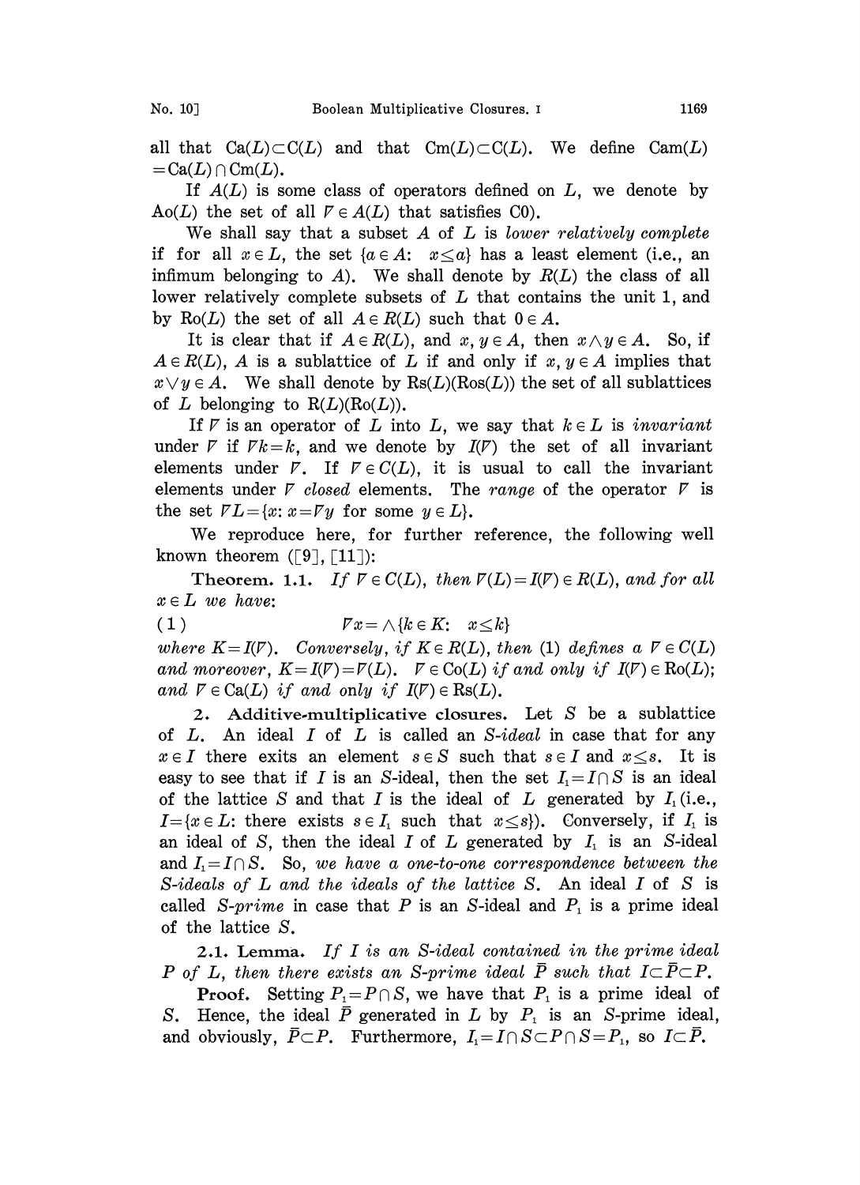all that $\mathrm{Ca}(L) \subset C(L)$ and that $\mathrm{Cm}(L) \subset C(L)$. We define $\mathrm{Cam}(L) = \mathrm{Ca}(L) \cap \mathrm{Cm}(L)$.

If $A(L)$ is some class of operators defined on $L$, we denote by $\mathrm{Ao}(L)$ the set of all $\nabla \in A(L)$ that satisfies C0).

We shall say that a subset $A$ of $L$ is *lower relatively complete* if for all $x \in L$, the set $\{a \in A: \ x \leq a\}$ has a least element (i.e., an infimum belonging to $A$). We shall denote by $R(L)$ the class of all lower relatively complete subsets of $L$ that contains the unit 1, and by $\mathrm{Ro}(L)$ the set of all $A \in R(L)$ such that $0 \in A$.

It is clear that if $A \in R(L)$, and $x, y \in A$, then $x \wedge y \in A$. So, if $A \in R(L)$, $A$ is a sublattice of $L$ if and only if $x, y \in A$ implies that $x \vee y \in A$. We shall denote by $\mathrm{Rs}(L)(\mathrm{Ros}(L))$ the set of all sublattices of $L$ belonging to $\mathrm{R}(L)(\mathrm{Ro}(L))$.

If $\nabla$ is an operator of $L$ into $L$, we say that $k \in L$ is *invariant* under $\nabla$ if $\nabla k = k$, and we denote by $I(\nabla)$ the set of all invariant elements under $\nabla$. If $\nabla \in C(L)$, it is usual to call the invariant elements under $\nabla$ *closed* elements. The *range* of the operator $\nabla$ is the set $\nabla L = \{x: x = \nabla y \text{ for some } y \in L\}$.

We reproduce here, for further reference, the following well known theorem ([9], [11]):

**Theorem. 1.1.** *If $\nabla \in C(L)$, then $\nabla(L) = I(\nabla) \in R(L)$, and for all $x \in L$ we have*:

$$\nabla x = \wedge \{k \in K: \ x \leq k\} \tag{1}$$

*where $K = I(\nabla)$. Conversely, if $K \in R(L)$, then* (1) *defines a $\nabla \in C(L)$ and moreover, $K = I(\nabla) = \nabla(L)$. $\nabla \in \mathrm{Co}(L)$ if and only if $I(\nabla) \in \mathrm{Ro}(L)$; and $\nabla \in \mathrm{Ca}(L)$ if and only if $I(\nabla) \in \mathrm{Rs}(L)$.*

## 2. Additive-multiplicative closures.

Let $S$ be a sublattice of $L$. An ideal $I$ of $L$ is called an *S-ideal* in case that for any $x \in I$ there exits an element $s \in S$ such that $s \in I$ and $x \leq s$. It is easy to see that if $I$ is an $S$-ideal, then the set $I_1 = I \cap S$ is an ideal of the lattice $S$ and that $I$ is the ideal of $L$ generated by $I_1$ (i.e., $I = \{x \in L: \text{there exists } s \in I_1 \text{ such that } x \leq s\}$). Conversely, if $I_1$ is an ideal of $S$, then the ideal $I$ of $L$ generated by $I_1$ is an $S$-ideal and $I_1 = I \cap S$. So, *we have a one-to-one correspondence between the S-ideals of L and the ideals of the lattice S*. An ideal $I$ of $S$ is called *S-prime* in case that $P$ is an $S$-ideal and $P_1$ is a prime ideal of the lattice $S$.

**2.1. Lemma.** *If $I$ is an S-ideal contained in the prime ideal $P$ of $L$, then there exists an S-prime ideal $\bar{P}$ such that $I \subset \bar{P} \subset P$.*

**Proof.** Setting $P_1 = P \cap S$, we have that $P_1$ is a prime ideal of $S$. Hence, the ideal $\bar{P}$ generated in $L$ by $P_1$ is an $S$-prime ideal, and obviously, $\bar{P} \subset P$. Furthermore, $I_1 = I \cap S \subset P \cap S = P_1$, so $I \subset \bar{P}$.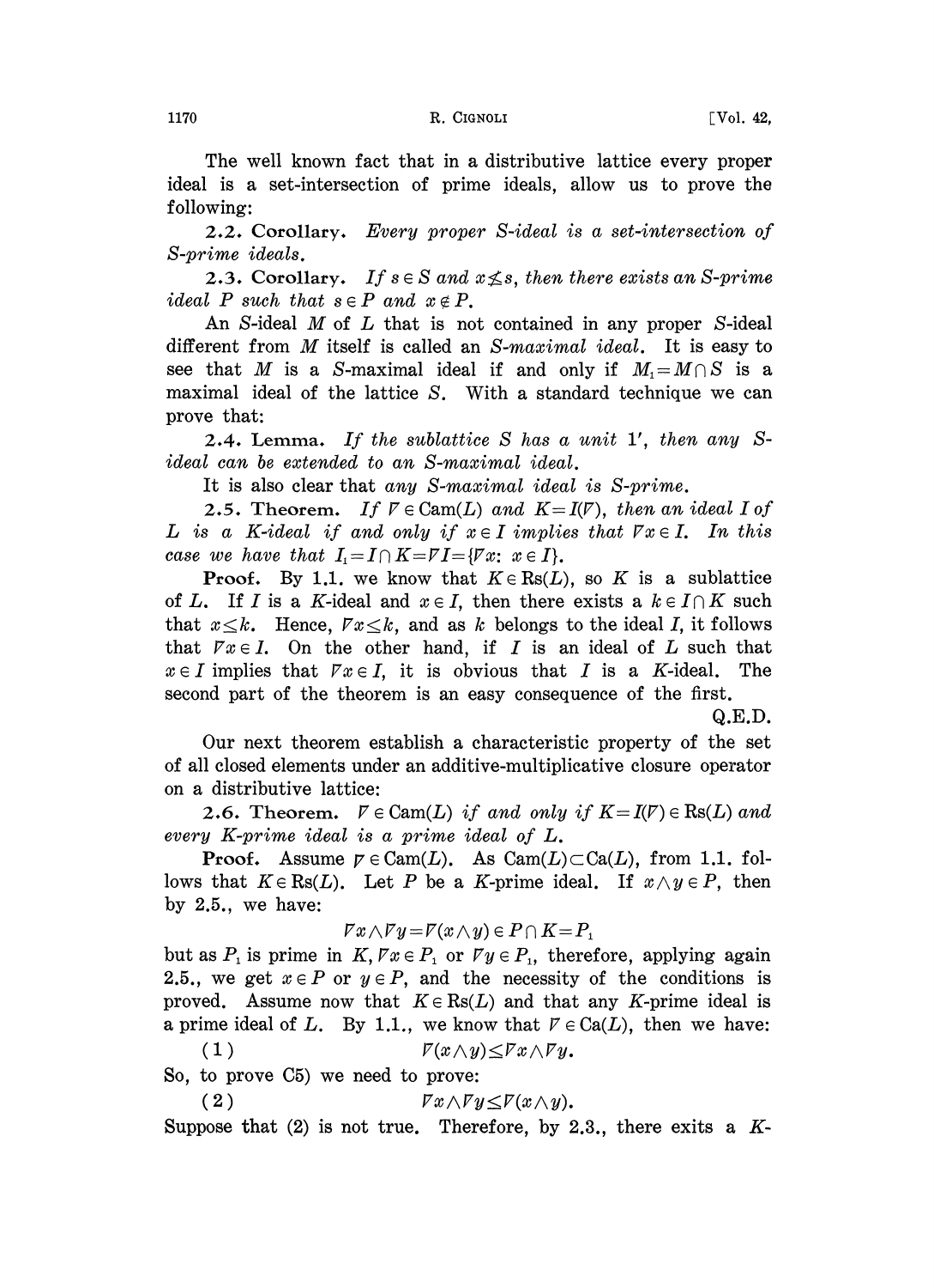The well known fact that in a distributive lattice every proper ideal is a set-intersection of prime ideals, allow us to prove the following:

**2.2. Corollary.** *Every proper S-ideal is a set-intersection of S-prime ideals.*

**2.3. Corollary.** *If $s \in S$ and $x \not\leq s$, then there exists an S-prime ideal P such that $s \in P$ and $x \notin P$.*

An $S$-ideal $M$ of $L$ that is not contained in any proper $S$-ideal different from $M$ itself is called an *S-maximal ideal*. It is easy to see that $M$ is a $S$-maximal ideal if and only if $M_1 = M \cap S$ is a maximal ideal of the lattice $S$. With a standard technique we can prove that:

**2.4. Lemma.** *If the sublattice S has a unit 1′, then any S-ideal can be extended to an S-maximal ideal.*

It is also clear that *any S-maximal ideal is S-prime.*

**2.5. Theorem.** *If $\nabla \in \mathrm{Cam}(L)$ and $K = I(\nabla)$, then an ideal I of L is a K-ideal if and only if $x \in I$ implies that $\nabla x \in I$. In this case we have that $I_1 = I \cap K = \nabla I = \{\nabla x \colon x \in I\}$.*

**Proof.** By 1.1. we know that $K \in \mathrm{Rs}(L)$, so $K$ is a sublattice of $L$. If $I$ is a $K$-ideal and $x \in I$, then there exists a $k \in I \cap K$ such that $x \leq k$. Hence, $\nabla x \leq k$, and as $k$ belongs to the ideal $I$, it follows that $\nabla x \in I$. On the other hand, if $I$ is an ideal of $L$ such that $x \in I$ implies that $\nabla x \in I$, it is obvious that $I$ is a $K$-ideal. The second part of the theorem is an easy consequence of the first.

Q.E.D.

Our next theorem establish a characteristic property of the set of all closed elements under an additive-multiplicative closure operator on a distributive lattice:

**2.6. Theorem.** *$\nabla \in \mathrm{Cam}(L)$ if and only if $K = I(\nabla) \in \mathrm{Rs}(L)$ and every K-prime ideal is a prime ideal of L.*

**Proof.** Assume $\nabla \in \mathrm{Cam}(L)$. As $\mathrm{Cam}(L) \subset \mathrm{Ca}(L)$, from 1.1. follows that $K \in \mathrm{Rs}(L)$. Let $P$ be a $K$-prime ideal. If $x \wedge y \in P$, then by 2.5., we have:

$$\nabla x \wedge \nabla y = \nabla(x \wedge y) \in P \cap K = P_1$$

but as $P_1$ is prime in $K$, $\nabla x \in P_1$ or $\nabla y \in P_1$, therefore, applying again 2.5., we get $x \in P$ or $y \in P$, and the necessity of the conditions is proved. Assume now that $K \in \mathrm{Rs}(L)$ and that any $K$-prime ideal is a prime ideal of $L$. By 1.1., we know that $\nabla \in \mathrm{Ca}(L)$, then we have:

$$(1) \qquad \nabla(x \wedge y) \leq \nabla x \wedge \nabla y.$$

So, to prove C5) we need to prove:

$$(2) \qquad \nabla x \wedge \nabla y \leq \nabla(x \wedge y).$$

Suppose that (2) is not true. Therefore, by 2.3., there exits a $K$-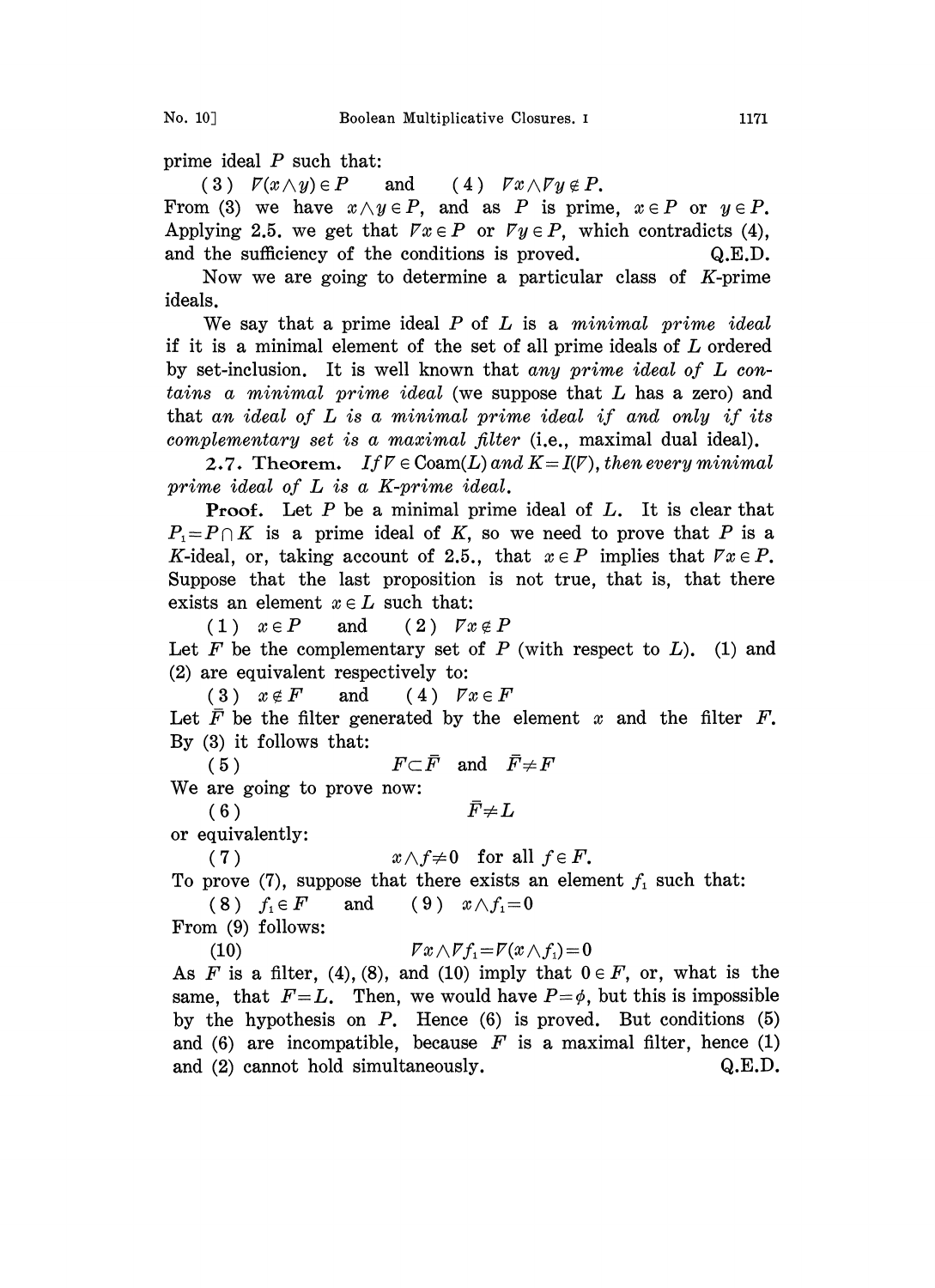prime ideal $P$ such that:

(3) $\nabla(x \wedge y) \in P$ and (4) $\nabla x \wedge \nabla y \notin P$.

From (3) we have $x \wedge y \in P$, and as $P$ is prime, $x \in P$ or $y \in P$. Applying 2.5. we get that $\nabla x \in P$ or $\nabla y \in P$, which contradicts (4), and the sufficiency of the conditions is proved. Q.E.D.

Now we are going to determine a particular class of $K$-prime ideals.

We say that a prime ideal $P$ of $L$ is a *minimal prime ideal* if it is a minimal element of the set of all prime ideals of $L$ ordered by set-inclusion. It is well known that *any prime ideal of $L$ contains a minimal prime ideal* (we suppose that $L$ has a zero) and that *an ideal of $L$ is a minimal prime ideal if and only if its complementary set is a maximal filter* (i.e., maximal dual ideal).

**2.7. Theorem.** *If $\nabla \in \mathrm{Coam}(L)$ and $K = I(\nabla)$, then every minimal prime ideal of $L$ is a $K$-prime ideal.*

**Proof.** Let $P$ be a minimal prime ideal of $L$. It is clear that $P_1 = P \cap K$ is a prime ideal of $K$, so we need to prove that $P$ is a $K$-ideal, or, taking account of 2.5., that $x \in P$ implies that $\nabla x \in P$. Suppose that the last proposition is not true, that is, that there exists an element $x \in L$ such that:

(1) $x \in P$ and (2) $\nabla x \notin P$

Let $F$ be the complementary set of $P$ (with respect to $L$). (1) and (2) are equivalent respectively to:

(3) $x \notin F$ and (4) $\nabla x \in F$

Let $\bar{F}$ be the filter generated by the element $x$ and the filter $F$. By (3) it follows that:

(5) $$F \subset \bar{F} \quad \text{and} \quad \bar{F} \neq F$$

We are going to prove now:

(6) $$\bar{F} \neq L$$

or equivalently:

(7) $$x \wedge f \neq 0 \quad \text{for all } f \in F.$$

To prove (7), suppose that there exists an element $f_1$ such that:

(8) $f_1 \in F$ and (9) $x \wedge f_1 = 0$

From (9) follows:

(10) $$\nabla x \wedge \nabla f_1 = \nabla(x \wedge f_1) = 0$$

As $F$ is a filter, (4), (8), and (10) imply that $0 \in F$, or, what is the same, that $F = L$. Then, we would have $P = \phi$, but this is impossible by the hypothesis on $P$. Hence (6) is proved. But conditions (5) and (6) are incompatible, because $F$ is a maximal filter, hence (1) and (2) cannot hold simultaneously. Q.E.D.